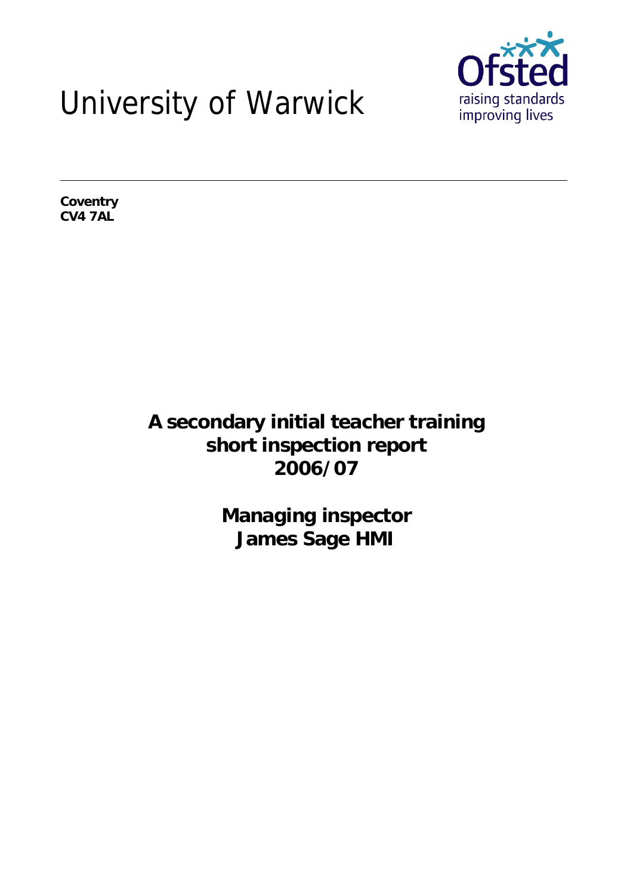# University of Warwick

Ofsted
raising standards
improving lives

**Coventry**
**CV4 7AL**

**A secondary initial teacher training short inspection report 2006/07**

**Managing inspector**
**James Sage HMI**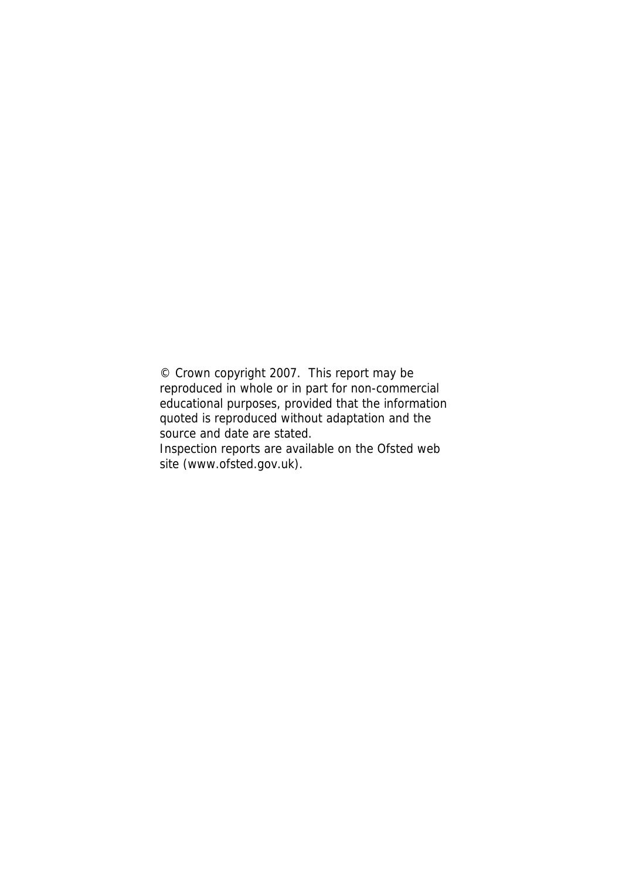© Crown copyright 2007. This report may be reproduced in whole or in part for non-commercial educational purposes, provided that the information quoted is reproduced without adaptation and the source and date are stated.
Inspection reports are available on the Ofsted web site (www.ofsted.gov.uk).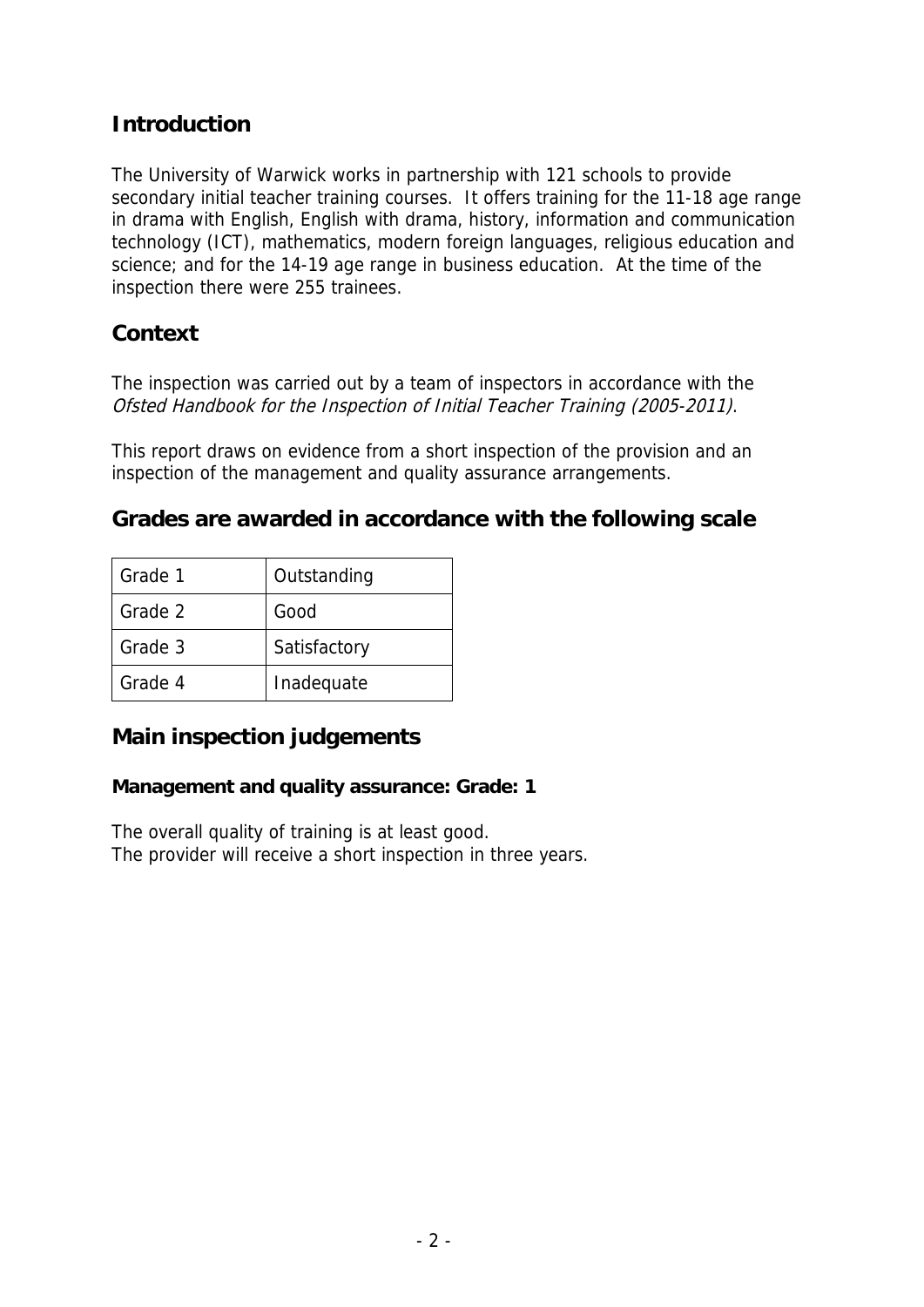## Introduction

The University of Warwick works in partnership with 121 schools to provide secondary initial teacher training courses. It offers training for the 11-18 age range in drama with English, English with drama, history, information and communication technology (ICT), mathematics, modern foreign languages, religious education and science; and for the 14-19 age range in business education. At the time of the inspection there were 255 trainees.

## Context

The inspection was carried out by a team of inspectors in accordance with the *Ofsted Handbook for the Inspection of Initial Teacher Training (2005-2011)*.

This report draws on evidence from a short inspection of the provision and an inspection of the management and quality assurance arrangements.

## Grades are awarded in accordance with the following scale

| Grade 1 | Outstanding |
|---|---|
| Grade 2 | Good |
| Grade 3 | Satisfactory |
| Grade 4 | Inadequate |

## Main inspection judgements

**Management and quality assurance: Grade: 1**

The overall quality of training is at least good.
The provider will receive a short inspection in three years.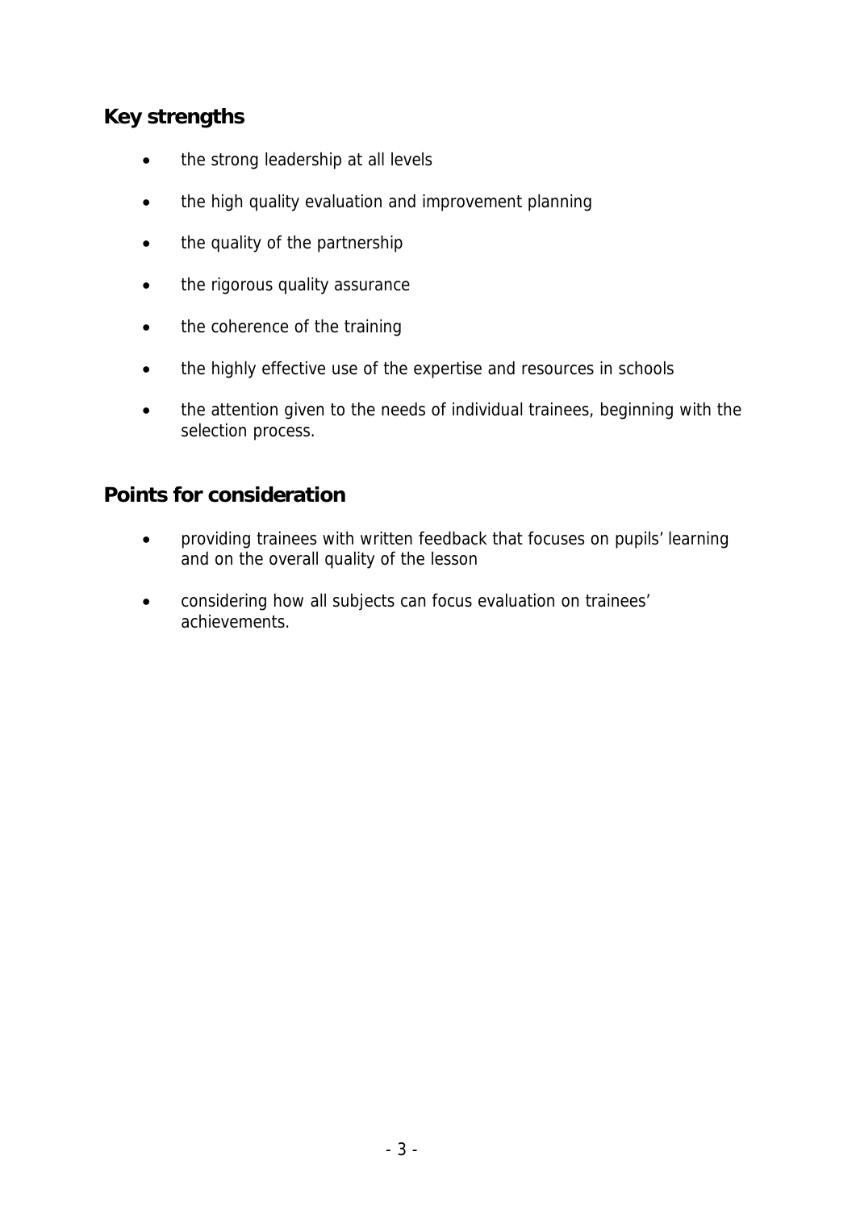## Key strengths

- the strong leadership at all levels
- the high quality evaluation and improvement planning
- the quality of the partnership
- the rigorous quality assurance
- the coherence of the training
- the highly effective use of the expertise and resources in schools
- the attention given to the needs of individual trainees, beginning with the selection process.

## Points for consideration

- providing trainees with written feedback that focuses on pupils' learning and on the overall quality of the lesson
- considering how all subjects can focus evaluation on trainees' achievements.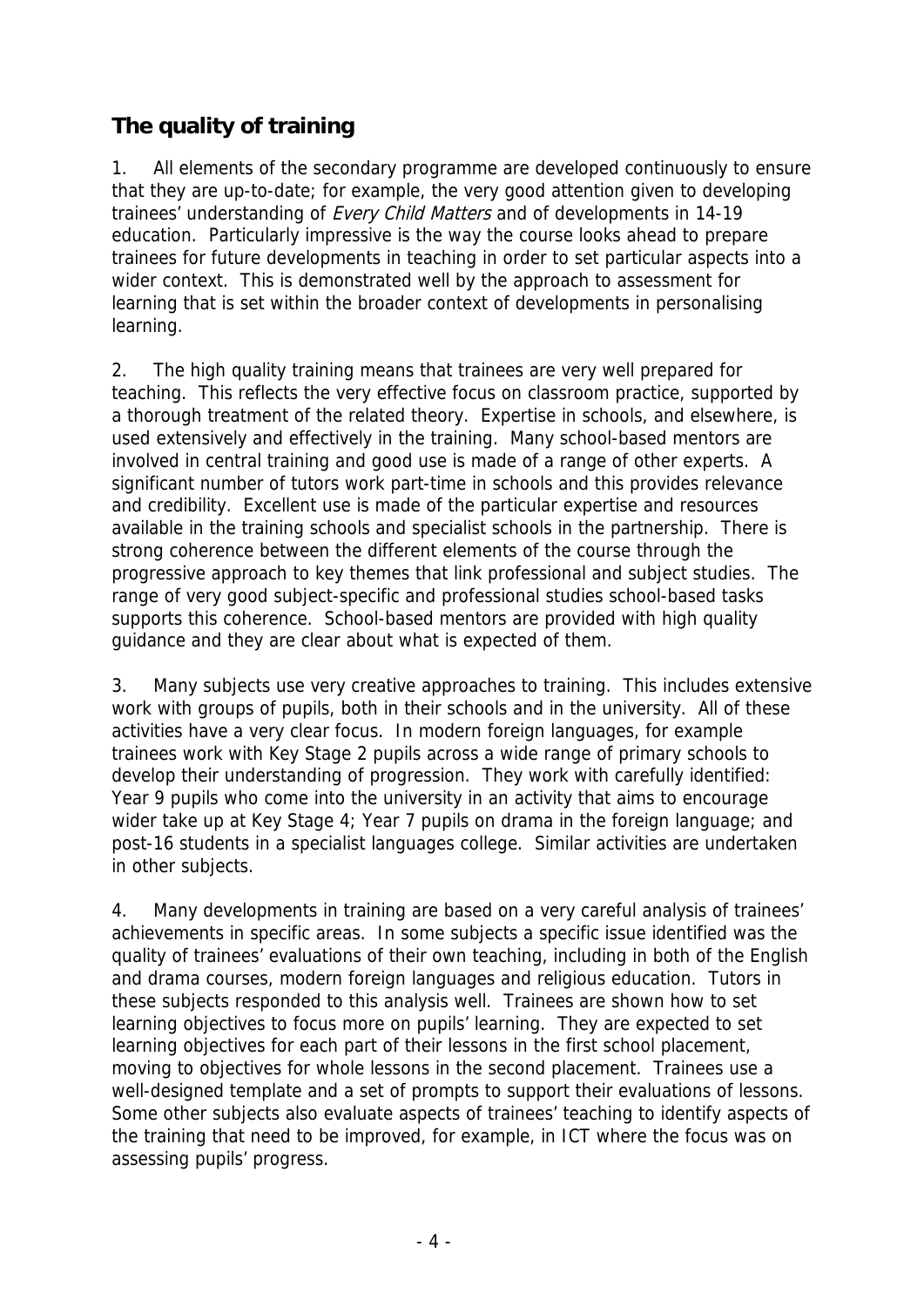## The quality of training

1. All elements of the secondary programme are developed continuously to ensure that they are up-to-date; for example, the very good attention given to developing trainees' understanding of *Every Child Matters* and of developments in 14-19 education. Particularly impressive is the way the course looks ahead to prepare trainees for future developments in teaching in order to set particular aspects into a wider context. This is demonstrated well by the approach to assessment for learning that is set within the broader context of developments in personalising learning.

2. The high quality training means that trainees are very well prepared for teaching. This reflects the very effective focus on classroom practice, supported by a thorough treatment of the related theory. Expertise in schools, and elsewhere, is used extensively and effectively in the training. Many school-based mentors are involved in central training and good use is made of a range of other experts. A significant number of tutors work part-time in schools and this provides relevance and credibility. Excellent use is made of the particular expertise and resources available in the training schools and specialist schools in the partnership. There is strong coherence between the different elements of the course through the progressive approach to key themes that link professional and subject studies. The range of very good subject-specific and professional studies school-based tasks supports this coherence. School-based mentors are provided with high quality guidance and they are clear about what is expected of them.

3. Many subjects use very creative approaches to training. This includes extensive work with groups of pupils, both in their schools and in the university. All of these activities have a very clear focus. In modern foreign languages, for example trainees work with Key Stage 2 pupils across a wide range of primary schools to develop their understanding of progression. They work with carefully identified: Year 9 pupils who come into the university in an activity that aims to encourage wider take up at Key Stage 4; Year 7 pupils on drama in the foreign language; and post-16 students in a specialist languages college. Similar activities are undertaken in other subjects.

4. Many developments in training are based on a very careful analysis of trainees' achievements in specific areas. In some subjects a specific issue identified was the quality of trainees' evaluations of their own teaching, including in both of the English and drama courses, modern foreign languages and religious education. Tutors in these subjects responded to this analysis well. Trainees are shown how to set learning objectives to focus more on pupils' learning. They are expected to set learning objectives for each part of their lessons in the first school placement, moving to objectives for whole lessons in the second placement. Trainees use a well-designed template and a set of prompts to support their evaluations of lessons. Some other subjects also evaluate aspects of trainees' teaching to identify aspects of the training that need to be improved, for example, in ICT where the focus was on assessing pupils' progress.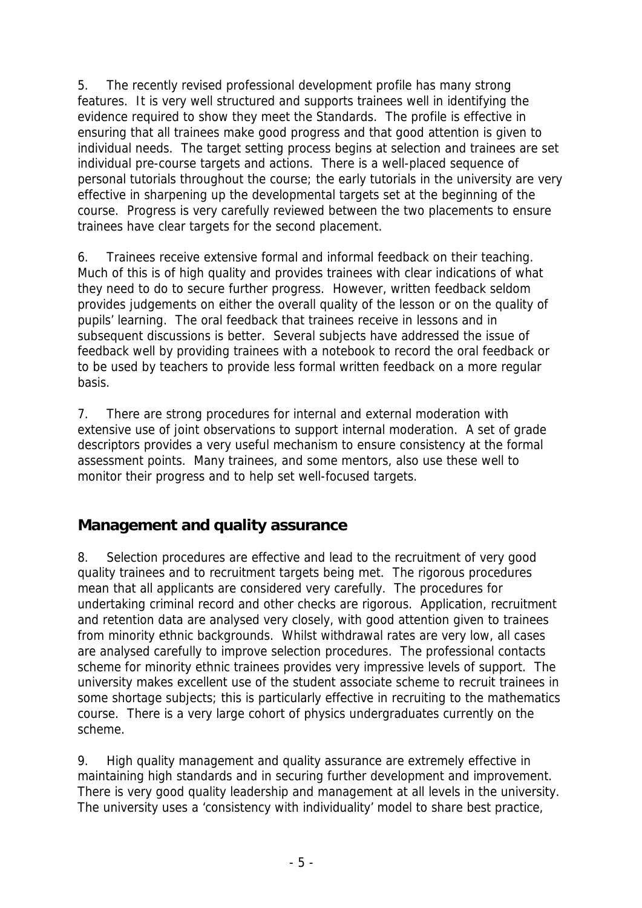5. The recently revised professional development profile has many strong features. It is very well structured and supports trainees well in identifying the evidence required to show they meet the Standards. The profile is effective in ensuring that all trainees make good progress and that good attention is given to individual needs. The target setting process begins at selection and trainees are set individual pre-course targets and actions. There is a well-placed sequence of personal tutorials throughout the course; the early tutorials in the university are very effective in sharpening up the developmental targets set at the beginning of the course. Progress is very carefully reviewed between the two placements to ensure trainees have clear targets for the second placement.

6. Trainees receive extensive formal and informal feedback on their teaching. Much of this is of high quality and provides trainees with clear indications of what they need to do to secure further progress. However, written feedback seldom provides judgements on either the overall quality of the lesson or on the quality of pupils' learning. The oral feedback that trainees receive in lessons and in subsequent discussions is better. Several subjects have addressed the issue of feedback well by providing trainees with a notebook to record the oral feedback or to be used by teachers to provide less formal written feedback on a more regular basis.

7. There are strong procedures for internal and external moderation with extensive use of joint observations to support internal moderation. A set of grade descriptors provides a very useful mechanism to ensure consistency at the formal assessment points. Many trainees, and some mentors, also use these well to monitor their progress and to help set well-focused targets.

## Management and quality assurance

8. Selection procedures are effective and lead to the recruitment of very good quality trainees and to recruitment targets being met. The rigorous procedures mean that all applicants are considered very carefully. The procedures for undertaking criminal record and other checks are rigorous. Application, recruitment and retention data are analysed very closely, with good attention given to trainees from minority ethnic backgrounds. Whilst withdrawal rates are very low, all cases are analysed carefully to improve selection procedures. The professional contacts scheme for minority ethnic trainees provides very impressive levels of support. The university makes excellent use of the student associate scheme to recruit trainees in some shortage subjects; this is particularly effective in recruiting to the mathematics course. There is a very large cohort of physics undergraduates currently on the scheme.

9. High quality management and quality assurance are extremely effective in maintaining high standards and in securing further development and improvement. There is very good quality leadership and management at all levels in the university. The university uses a 'consistency with individuality' model to share best practice,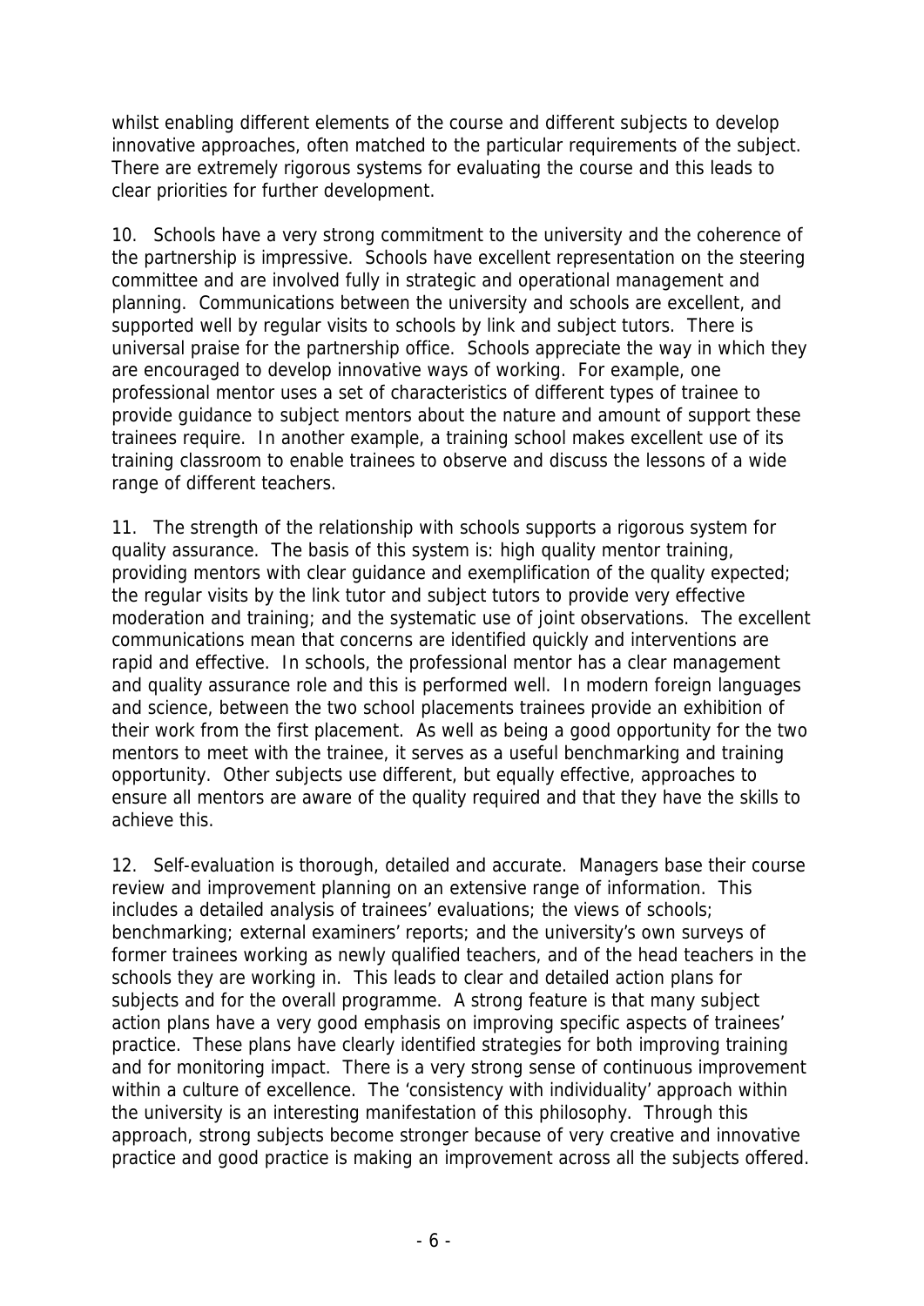whilst enabling different elements of the course and different subjects to develop innovative approaches, often matched to the particular requirements of the subject. There are extremely rigorous systems for evaluating the course and this leads to clear priorities for further development.

10. Schools have a very strong commitment to the university and the coherence of the partnership is impressive. Schools have excellent representation on the steering committee and are involved fully in strategic and operational management and planning. Communications between the university and schools are excellent, and supported well by regular visits to schools by link and subject tutors. There is universal praise for the partnership office. Schools appreciate the way in which they are encouraged to develop innovative ways of working. For example, one professional mentor uses a set of characteristics of different types of trainee to provide guidance to subject mentors about the nature and amount of support these trainees require. In another example, a training school makes excellent use of its training classroom to enable trainees to observe and discuss the lessons of a wide range of different teachers.

11. The strength of the relationship with schools supports a rigorous system for quality assurance. The basis of this system is: high quality mentor training, providing mentors with clear guidance and exemplification of the quality expected; the regular visits by the link tutor and subject tutors to provide very effective moderation and training; and the systematic use of joint observations. The excellent communications mean that concerns are identified quickly and interventions are rapid and effective. In schools, the professional mentor has a clear management and quality assurance role and this is performed well. In modern foreign languages and science, between the two school placements trainees provide an exhibition of their work from the first placement. As well as being a good opportunity for the two mentors to meet with the trainee, it serves as a useful benchmarking and training opportunity. Other subjects use different, but equally effective, approaches to ensure all mentors are aware of the quality required and that they have the skills to achieve this.

12. Self-evaluation is thorough, detailed and accurate. Managers base their course review and improvement planning on an extensive range of information. This includes a detailed analysis of trainees' evaluations; the views of schools; benchmarking; external examiners' reports; and the university's own surveys of former trainees working as newly qualified teachers, and of the head teachers in the schools they are working in. This leads to clear and detailed action plans for subjects and for the overall programme. A strong feature is that many subject action plans have a very good emphasis on improving specific aspects of trainees' practice. These plans have clearly identified strategies for both improving training and for monitoring impact. There is a very strong sense of continuous improvement within a culture of excellence. The 'consistency with individuality' approach within the university is an interesting manifestation of this philosophy. Through this approach, strong subjects become stronger because of very creative and innovative practice and good practice is making an improvement across all the subjects offered.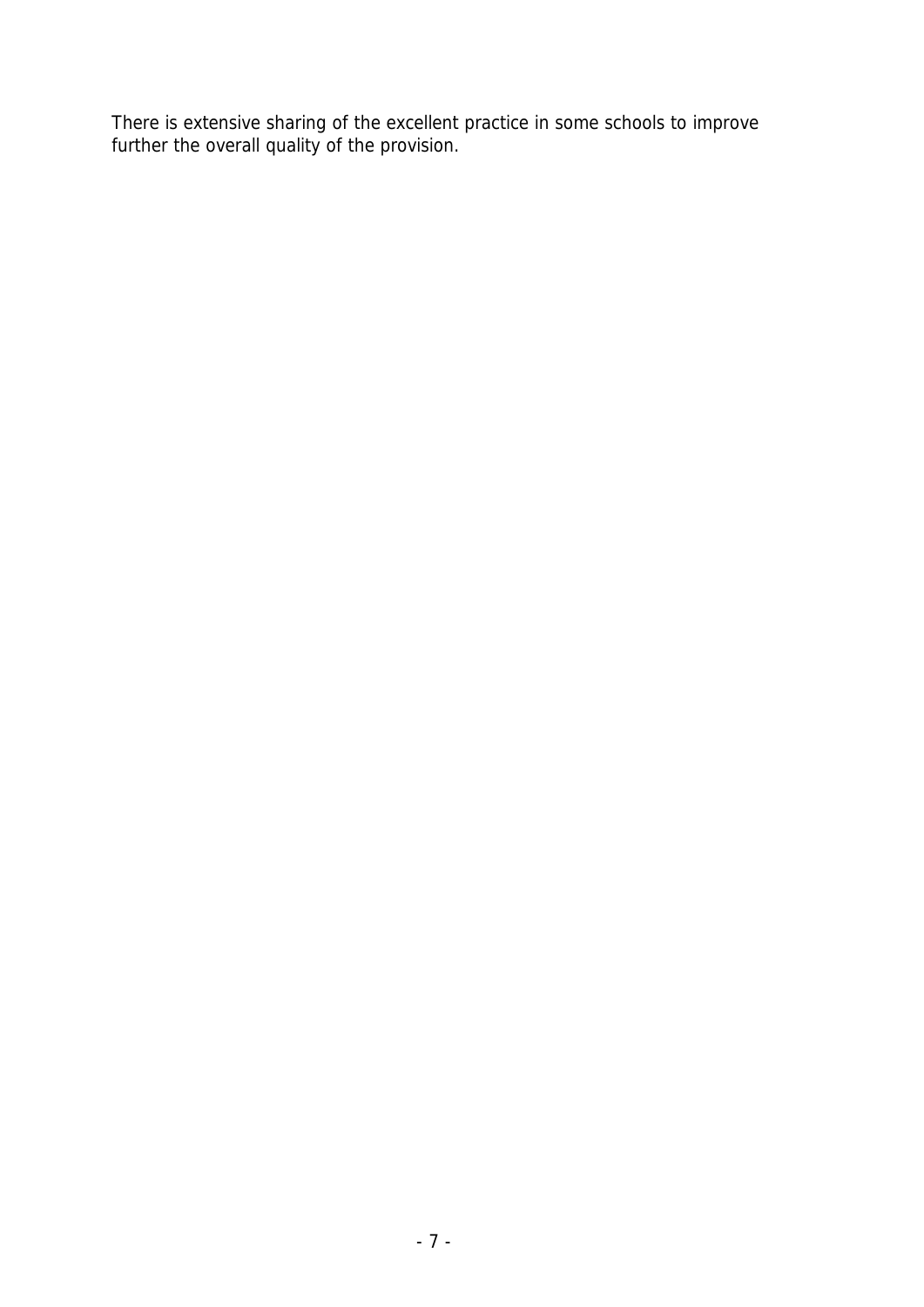There is extensive sharing of the excellent practice in some schools to improve further the overall quality of the provision.